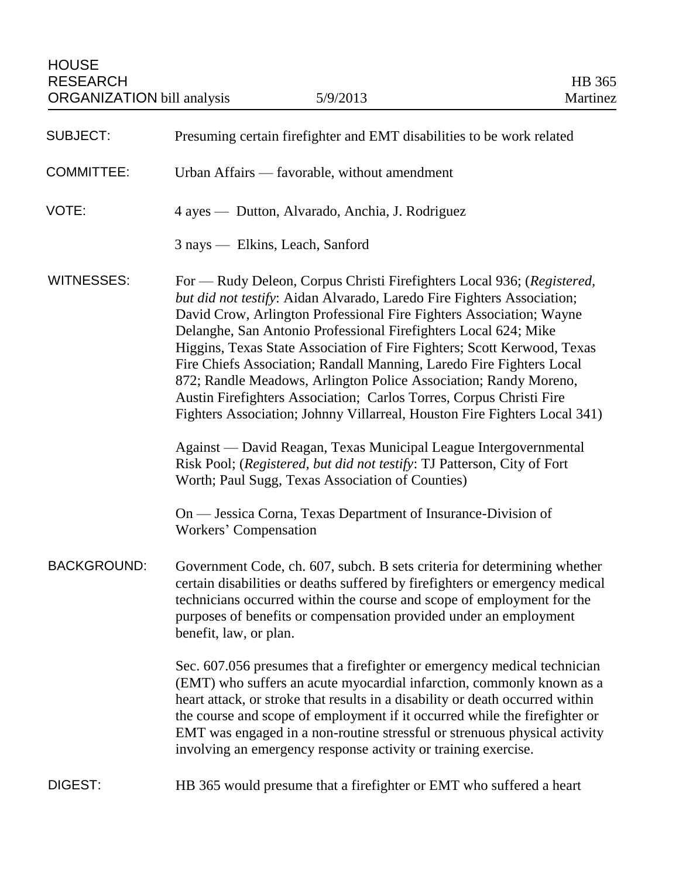HOUSE
RESEARCH
ORGANIZATION bill analysis | 5/9/2013 | HB 365 Martinez

**SUBJECT:** Presuming certain firefighter and EMT disabilities to be work related

**COMMITTEE:** Urban Affairs — favorable, without amendment

**VOTE:** 4 ayes — Dutton, Alvarado, Anchia, J. Rodriguez

3 nays — Elkins, Leach, Sanford

**WITNESSES:** For — Rudy Deleon, Corpus Christi Firefighters Local 936; (*Registered, but did not testify*: Aidan Alvarado, Laredo Fire Fighters Association; David Crow, Arlington Professional Fire Fighters Association; Wayne Delanghe, San Antonio Professional Firefighters Local 624; Mike Higgins, Texas State Association of Fire Fighters; Scott Kerwood, Texas Fire Chiefs Association; Randall Manning, Laredo Fire Fighters Local 872; Randle Meadows, Arlington Police Association; Randy Moreno, Austin Firefighters Association; Carlos Torres, Corpus Christi Fire Fighters Association; Johnny Villarreal, Houston Fire Fighters Local 341)

Against — David Reagan, Texas Municipal League Intergovernmental Risk Pool; (*Registered, but did not testify*: TJ Patterson, City of Fort Worth; Paul Sugg, Texas Association of Counties)

On — Jessica Corna, Texas Department of Insurance-Division of Workers' Compensation

**BACKGROUND:** Government Code, ch. 607, subch. B sets criteria for determining whether certain disabilities or deaths suffered by firefighters or emergency medical technicians occurred within the course and scope of employment for the purposes of benefits or compensation provided under an employment benefit, law, or plan.

Sec. 607.056 presumes that a firefighter or emergency medical technician (EMT) who suffers an acute myocardial infarction, commonly known as a heart attack, or stroke that results in a disability or death occurred within the course and scope of employment if it occurred while the firefighter or EMT was engaged in a non-routine stressful or strenuous physical activity involving an emergency response activity or training exercise.

**DIGEST:** HB 365 would presume that a firefighter or EMT who suffered a heart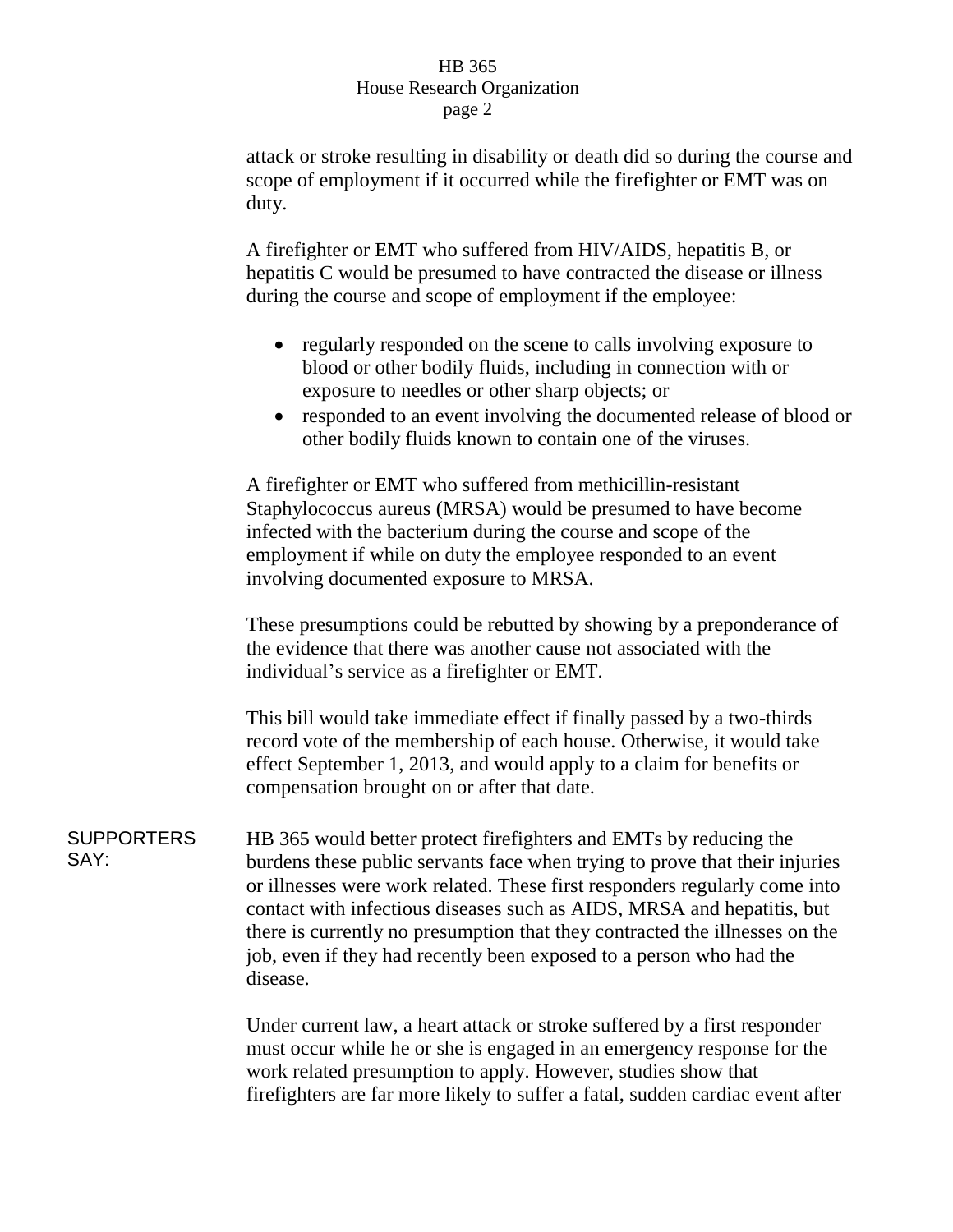attack or stroke resulting in disability or death did so during the course and scope of employment if it occurred while the firefighter or EMT was on duty.

A firefighter or EMT who suffered from HIV/AIDS, hepatitis B, or hepatitis C would be presumed to have contracted the disease or illness during the course and scope of employment if the employee:

- regularly responded on the scene to calls involving exposure to blood or other bodily fluids, including in connection with or exposure to needles or other sharp objects; or
- responded to an event involving the documented release of blood or other bodily fluids known to contain one of the viruses.

A firefighter or EMT who suffered from methicillin-resistant Staphylococcus aureus (MRSA) would be presumed to have become infected with the bacterium during the course and scope of the employment if while on duty the employee responded to an event involving documented exposure to MRSA.

These presumptions could be rebutted by showing by a preponderance of the evidence that there was another cause not associated with the individual's service as a firefighter or EMT.

This bill would take immediate effect if finally passed by a two-thirds record vote of the membership of each house. Otherwise, it would take effect September 1, 2013, and would apply to a claim for benefits or compensation brought on or after that date.

**SUPPORTERS SAY:**

HB 365 would better protect firefighters and EMTs by reducing the burdens these public servants face when trying to prove that their injuries or illnesses were work related. These first responders regularly come into contact with infectious diseases such as AIDS, MRSA and hepatitis, but there is currently no presumption that they contracted the illnesses on the job, even if they had recently been exposed to a person who had the disease.

Under current law, a heart attack or stroke suffered by a first responder must occur while he or she is engaged in an emergency response for the work related presumption to apply. However, studies show that firefighters are far more likely to suffer a fatal, sudden cardiac event after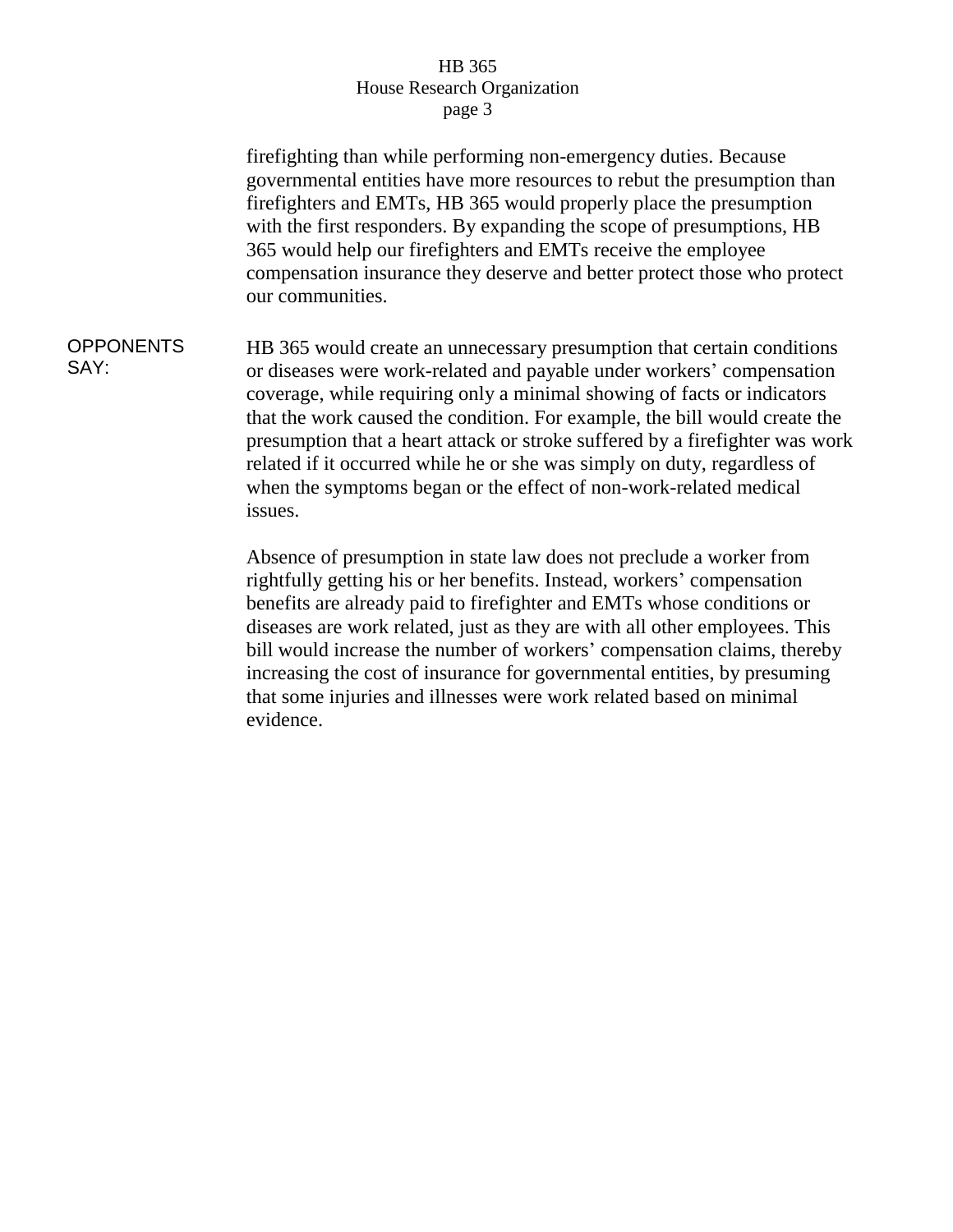firefighting than while performing non-emergency duties. Because governmental entities have more resources to rebut the presumption than firefighters and EMTs, HB 365 would properly place the presumption with the first responders. By expanding the scope of presumptions, HB 365 would help our firefighters and EMTs receive the employee compensation insurance they deserve and better protect those who protect our communities.

**OPPONENTS SAY:** HB 365 would create an unnecessary presumption that certain conditions or diseases were work-related and payable under workers' compensation coverage, while requiring only a minimal showing of facts or indicators that the work caused the condition. For example, the bill would create the presumption that a heart attack or stroke suffered by a firefighter was work related if it occurred while he or she was simply on duty, regardless of when the symptoms began or the effect of non-work-related medical issues.

Absence of presumption in state law does not preclude a worker from rightfully getting his or her benefits. Instead, workers' compensation benefits are already paid to firefighter and EMTs whose conditions or diseases are work related, just as they are with all other employees. This bill would increase the number of workers' compensation claims, thereby increasing the cost of insurance for governmental entities, by presuming that some injuries and illnesses were work related based on minimal evidence.